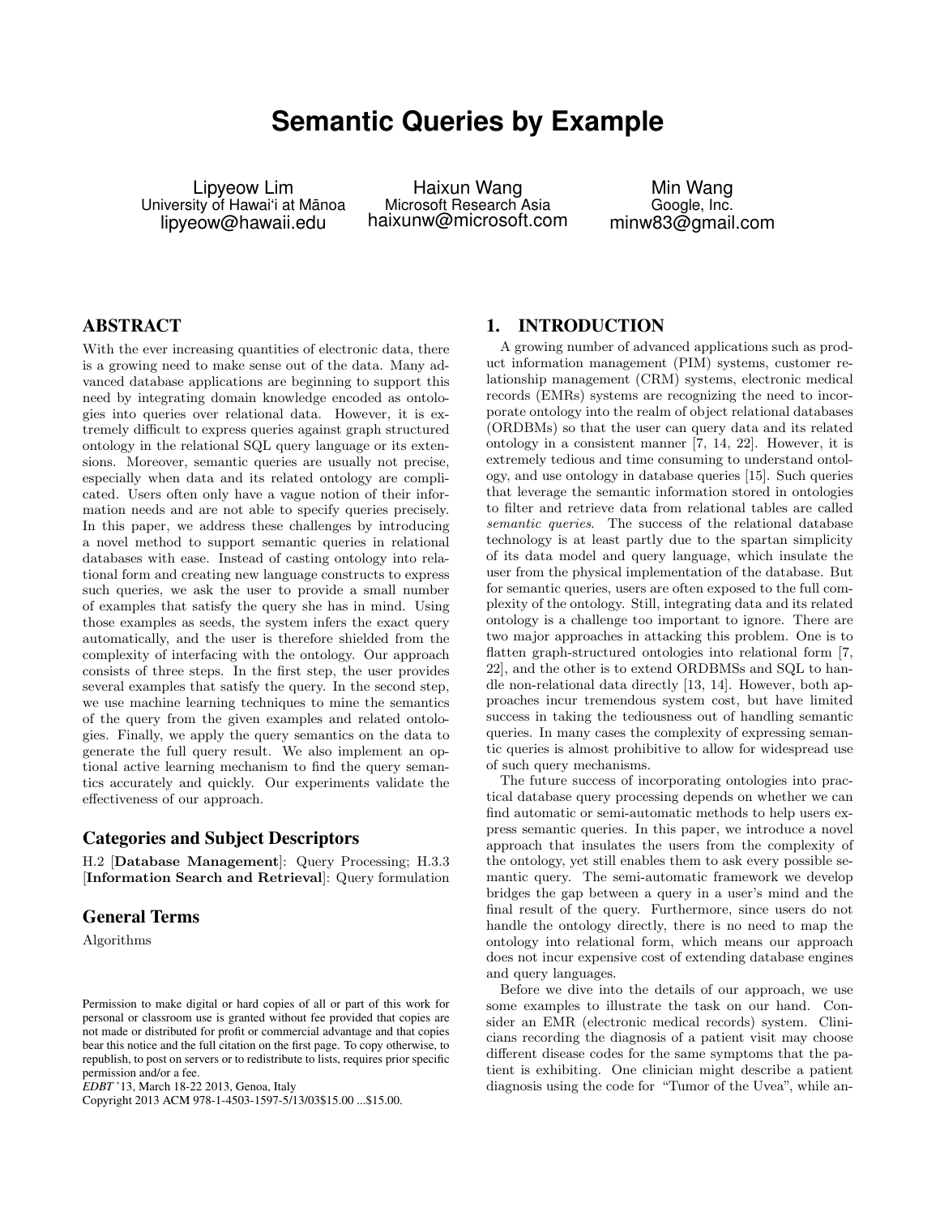# Semantic Queries by Example

Lipyeow Lim
University of Hawai'i at Mānoa
lipyeow@hawaii.edu

Haixun Wang
Microsoft Research Asia
haixunw@microsoft.com

Min Wang
Google, Inc.
minw83@gmail.com

## ABSTRACT

With the ever increasing quantities of electronic data, there is a growing need to make sense out of the data. Many advanced database applications are beginning to support this need by integrating domain knowledge encoded as ontologies into queries over relational data. However, it is extremely difficult to express queries against graph structured ontology in the relational SQL query language or its extensions. Moreover, semantic queries are usually not precise, especially when data and its related ontology are complicated. Users often only have a vague notion of their information needs and are not able to specify queries precisely. In this paper, we address these challenges by introducing a novel method to support semantic queries in relational databases with ease. Instead of casting ontology into relational form and creating new language constructs to express such queries, we ask the user to provide a small number of examples that satisfy the query she has in mind. Using those examples as seeds, the system infers the exact query automatically, and the user is therefore shielded from the complexity of interfacing with the ontology. Our approach consists of three steps. In the first step, the user provides several examples that satisfy the query. In the second step, we use machine learning techniques to mine the semantics of the query from the given examples and related ontologies. Finally, we apply the query semantics on the data to generate the full query result. We also implement an optional active learning mechanism to find the query semantics accurately and quickly. Our experiments validate the effectiveness of our approach.

### Categories and Subject Descriptors

H.2 [**Database Management**]: Query Processing; H.3.3 [**Information Search and Retrieval**]: Query formulation

### General Terms

Algorithms

Permission to make digital or hard copies of all or part of this work for personal or classroom use is granted without fee provided that copies are not made or distributed for profit or commercial advantage and that copies bear this notice and the full citation on the first page. To copy otherwise, to republish, to post on servers or to redistribute to lists, requires prior specific permission and/or a fee.
*EDBT* '13, March 18-22 2013, Genoa, Italy
Copyright 2013 ACM 978-1-4503-1597-5/13/03$15.00 ...$15.00.

## 1. INTRODUCTION

A growing number of advanced applications such as product information management (PIM) systems, customer relationship management (CRM) systems, electronic medical records (EMRs) systems are recognizing the need to incorporate ontology into the realm of object relational databases (ORDBMs) so that the user can query data and its related ontology in a consistent manner [7, 14, 22]. However, it is extremely tedious and time consuming to understand ontology, and use ontology in database queries [15]. Such queries that leverage the semantic information stored in ontologies to filter and retrieve data from relational tables are called *semantic queries*. The success of the relational database technology is at least partly due to the spartan simplicity of its data model and query language, which insulate the user from the physical implementation of the database. But for semantic queries, users are often exposed to the full complexity of the ontology. Still, integrating data and its related ontology is a challenge too important to ignore. There are two major approaches in attacking this problem. One is to flatten graph-structured ontologies into relational form [7, 22], and the other is to extend ORDBMSs and SQL to handle non-relational data directly [13, 14]. However, both approaches incur tremendous system cost, but have limited success in taking the tediousness out of handling semantic queries. In many cases the complexity of expressing semantic queries is almost prohibitive to allow for widespread use of such query mechanisms.

The future success of incorporating ontologies into practical database query processing depends on whether we can find automatic or semi-automatic methods to help users express semantic queries. In this paper, we introduce a novel approach that insulates the users from the complexity of the ontology, yet still enables them to ask every possible semantic query. The semi-automatic framework we develop bridges the gap between a query in a user's mind and the final result of the query. Furthermore, since users do not handle the ontology directly, there is no need to map the ontology into relational form, which means our approach does not incur expensive cost of extending database engines and query languages.

Before we dive into the details of our approach, we use some examples to illustrate the task on our hand. Consider an EMR (electronic medical records) system. Clinicians recording the diagnosis of a patient visit may choose different disease codes for the same symptoms that the patient is exhibiting. One clinician might describe a patient diagnosis using the code for "Tumor of the Uvea", while an-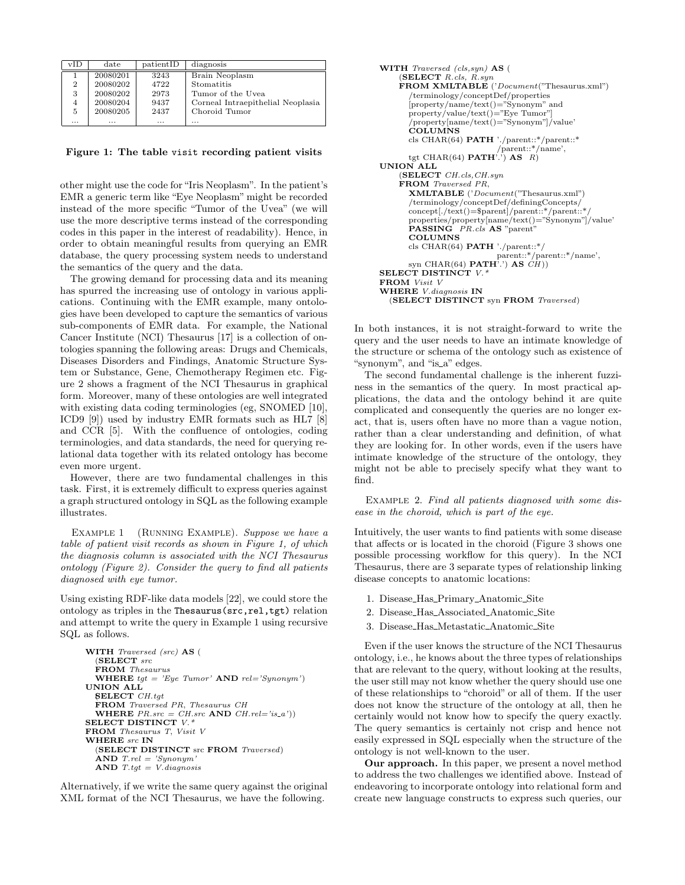| vID | date | patientID | diagnosis |
|---|---|---|---|
| 1 | 20080201 | 3243 | Brain Neoplasm |
| 2 | 20080202 | 4722 | Stomatitis |
| 3 | 20080202 | 2973 | Tumor of the Uvea |
| 4 | 20080204 | 9437 | Corneal Intraepithelial Neoplasia |
| 5 | 20080205 | 2437 | Choroid Tumor |
| ... | ... | ... | ... |

**Figure 1: The table visit recording patient visits**

other might use the code for "Iris Neoplasm". In the patient's EMR a generic term like "Eye Neoplasm" might be recorded instead of the more specific "Tumor of the Uvea" (we will use the more descriptive terms instead of the corresponding codes in this paper in the interest of readability). Hence, in order to obtain meaningful results from querying an EMR database, the query processing system needs to understand the semantics of the query and the data.

The growing demand for processing data and its meaning has spurred the increasing use of ontology in various applications. Continuing with the EMR example, many ontologies have been developed to capture the semantics of various sub-components of EMR data. For example, the National Cancer Institute (NCI) Thesaurus [17] is a collection of ontologies spanning the following areas: Drugs and Chemicals, Diseases Disorders and Findings, Anatomic Structure System or Substance, Gene, Chemotherapy Regimen etc. Figure 2 shows a fragment of the NCI Thesaurus in graphical form. Moreover, many of these ontologies are well integrated with existing data coding terminologies (eg, SNOMED [10], ICD9 [9]) used by industry EMR formats such as HL7 [8] and CCR [5]. With the confluence of ontologies, coding terminologies, and data standards, the need for querying relational data together with its related ontology has become even more urgent.

However, there are two fundamental challenges in this task. First, it is extremely difficult to express queries against a graph structured ontology in SQL as the following example illustrates.

Example 1 (Running Example). *Suppose we have a table of patient visit records as shown in Figure 1, of which the diagnosis column is associated with the NCI Thesaurus ontology (Figure 2). Consider the query to find all patients diagnosed with eye tumor.*

Using existing RDF-like data models [22], we could store the ontology as triples in the Thesaurus(src,rel,tgt) relation and attempt to write the query in Example 1 using recursive SQL as follows.

```
WITH Traversed (src) AS (
  (SELECT src
   FROM Thesaurus
   WHERE tgt = 'Eye Tumor' AND rel='Synonym')
UNION ALL
  SELECT CH.tgt
  FROM Traversed PR, Thesaurus CH
  WHERE PR.src = CH.src AND CH.rel='is_a'))
SELECT DISTINCT V.*
FROM Thesaurus T, Visit V
WHERE src IN
  (SELECT DISTINCT src FROM Traversed)
  AND T.rel = 'Synonym'
  AND T.tgt = V.diagnosis
```

Alternatively, if we write the same query against the original XML format of the NCI Thesaurus, we have the following.

```
WITH Traversed (cls,syn) AS (
  (SELECT R.cls, R.syn
   FROM XMLTABLE ('Document("Thesaurus.xml")
     /terminology/conceptDef/properties
     [property/name/text()="Synonym" and
     property/value/text()="Eye Tumor"]
     /property[name/text()="Synonym"]/value'
     COLUMNS
     cls CHAR(64) PATH './parent::*/parent::*
                       /parent::*/name',
     tgt CHAR(64) PATH '.') AS R)
UNION ALL
  (SELECT CH.cls,CH.syn
   FROM Traversed PR,
     XMLTABLE ('Document("Thesaurus.xml")
     /terminology/conceptDef/definingConcepts/
     concept[./text()=$parent]/parent::*/parent::*/
     properties/property[name/text()="Synonym"]/value'
     PASSING PR.cls AS "parent"
     COLUMNS
     cls CHAR(64) PATH './parent::*/
                   parent::*/parent::*/name',
     syn CHAR(64) PATH'.') AS CH))
SELECT DISTINCT V.*
FROM Visit V
WHERE V.diagnosis IN
  (SELECT DISTINCT syn FROM Traversed)
```

In both instances, it is not straight-forward to write the query and the user needs to have an intimate knowledge of the structure or schema of the ontology such as existence of "synonym", and "is_a" edges.

The second fundamental challenge is the inherent fuzziness in the semantics of the query. In most practical applications, the data and the ontology behind it are quite complicated and consequently the queries are no longer exact, that is, users often have no more than a vague notion, rather than a clear understanding and definition, of what they are looking for. In other words, even if the users have intimate knowledge of the structure of the ontology, they might not be able to precisely specify what they want to find.

Example 2. *Find all patients diagnosed with some disease in the choroid, which is part of the eye.*

Intuitively, the user wants to find patients with some disease that affects or is located in the choroid (Figure 3 shows one possible processing workflow for this query). In the NCI Thesaurus, there are 3 separate types of relationship linking disease concepts to anatomic locations:

1. Disease_Has_Primary_Anatomic_Site
2. Disease_Has_Associated_Anatomic_Site
3. Disease_Has_Metastatic_Anatomic_Site

Even if the user knows the structure of the NCI Thesaurus ontology, i.e., he knows about the three types of relationships that are relevant to the query, without looking at the results, the user still may not know whether the query should use one of these relationships to "choroid" or all of them. If the user does not know the structure of the ontology at all, then he certainly would not know how to specify the query exactly. The query semantics is certainly not crisp and hence not easily expressed in SQL especially when the structure of the ontology is not well-known to the user.

**Our approach.** In this paper, we present a novel method to address the two challenges we identified above. Instead of endeavoring to incorporate ontology into relational form and create new language constructs to express such queries, our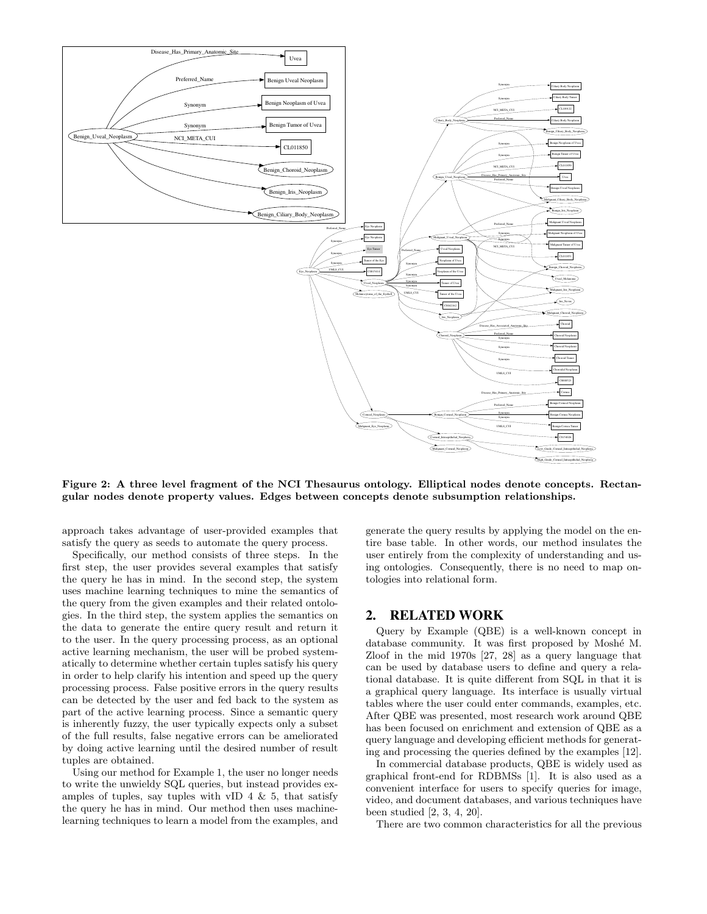**Figure 2: A three level fragment of the NCI Thesaurus ontology. Elliptical nodes denote concepts. Rectangular nodes denote property values. Edges between concepts denote subsumption relationships.**

approach takes advantage of user-provided examples that satisfy the query as seeds to automate the query process.

Specifically, our method consists of three steps. In the first step, the user provides several examples that satisfy the query he has in mind. In the second step, the system uses machine learning techniques to mine the semantics of the query from the given examples and their related ontologies. In the third step, the system applies the semantics on the data to generate the entire query result and return it to the user. In the query processing process, as an optional active learning mechanism, the user will be probed systematically to determine whether certain tuples satisfy his query in order to help clarify his intention and speed up the query processing process. False positive errors in the query results can be detected by the user and fed back to the system as part of the active learning process. Since a semantic query is inherently fuzzy, the user typically expects only a subset of the full results, false negative errors can be ameliorated by doing active learning until the desired number of result tuples are obtained.

Using our method for Example 1, the user no longer needs to write the unwieldy SQL queries, but instead provides examples of tuples, say tuples with vID 4 & 5, that satisfy the query he has in mind. Our method then uses machine-learning techniques to learn a model from the examples, and generate the query results by applying the model on the entire base table. In other words, our method insulates the user entirely from the complexity of understanding and using ontologies. Consequently, there is no need to map ontologies into relational form.

## 2. RELATED WORK

Query by Example (QBE) is a well-known concept in database community. It was first proposed by Moshé M. Zloof in the mid 1970s [27, 28] as a query language that can be used by database users to define and query a relational database. It is quite different from SQL in that it is a graphical query language. Its interface is usually virtual tables where the user could enter commands, examples, etc. After QBE was presented, most research work around QBE has been focused on enrichment and extension of QBE as a query language and developing efficient methods for generating and processing the queries defined by the examples [12].

In commercial database products, QBE is widely used as graphical front-end for RDBMSs [1]. It is also used as a convenient interface for users to specify queries for image, video, and document databases, and various techniques have been studied [2, 3, 4, 20].

There are two common characteristics for all the previous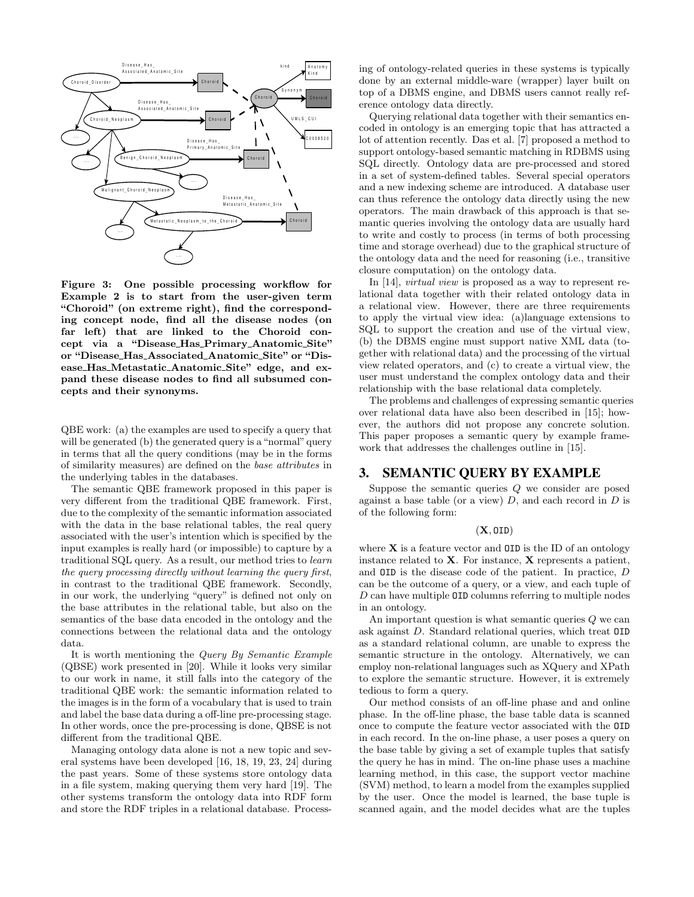**Figure 3: One possible processing workflow for Example 2 is to start from the user-given term "Choroid" (on extreme right), find the corresponding concept node, find all the disease nodes (on far left) that are linked to the Choroid concept via a "Disease_Has_Primary_Anatomic_Site" or "Disease_Has_Associated_Anatomic_Site" or "Disease_Has_Metastatic_Anatomic_Site" edge, and expand these disease nodes to find all subsumed concepts and their synonyms.**

QBE work: (a) the examples are used to specify a query that will be generated (b) the generated query is a "normal" query in terms that all the query conditions (may be in the forms of similarity measures) are defined on the *base attributes* in the underlying tables in the databases.

The semantic QBE framework proposed in this paper is very different from the traditional QBE framework. First, due to the complexity of the semantic information associated with the data in the base relational tables, the real query associated with the user's intention which is specified by the input examples is really hard (or impossible) to capture by a traditional SQL query. As a result, our method tries to *learn the query processing directly without learning the query first*, in contrast to the traditional QBE framework. Secondly, in our work, the underlying "query" is defined not only on the base attributes in the relational table, but also on the semantics of the base data encoded in the ontology and the connections between the relational data and the ontology data.

It is worth mentioning the *Query By Semantic Example* (QBSE) work presented in [20]. While it looks very similar to our work in name, it still falls into the category of the traditional QBE work: the semantic information related to the images is in the form of a vocabulary that is used to train and label the base data during a off-line pre-processing stage. In other words, once the pre-processing is done, QBSE is not different from the traditional QBE.

Managing ontology data alone is not a new topic and several systems have been developed [16, 18, 19, 23, 24] during the past years. Some of these systems store ontology data in a file system, making querying them very hard [19]. The other systems transform the ontology data into RDF form and store the RDF triples in a relational database. Processing of ontology-related queries in these systems is typically done by an external middle-ware (wrapper) layer built on top of a DBMS engine, and DBMS users cannot really reference ontology data directly.

Querying relational data together with their semantics encoded in ontology is an emerging topic that has attracted a lot of attention recently. Das et al. [7] proposed a method to support ontology-based semantic matching in RDBMS using SQL directly. Ontology data are pre-processed and stored in a set of system-defined tables. Several special operators and a new indexing scheme are introduced. A database user can thus reference the ontology data directly using the new operators. The main drawback of this approach is that semantic queries involving the ontology data are usually hard to write and costly to process (in terms of both processing time and storage overhead) due to the graphical structure of the ontology data and the need for reasoning (i.e., transitive closure computation) on the ontology data.

In [14], *virtual view* is proposed as a way to represent relational data together with their related ontology data in a relational view. However, there are three requirements to apply the virtual view idea: (a)language extensions to SQL to support the creation and use of the virtual view, (b) the DBMS engine must support native XML data (together with relational data) and the processing of the virtual view related operators, and (c) to create a virtual view, the user must understand the complex ontology data and their relationship with the base relational data completely.

The problems and challenges of expressing semantic queries over relational data have also been described in [15]; however, the authors did not propose any concrete solution. This paper proposes a semantic query by example framework that addresses the challenges outline in [15].

## 3. SEMANTIC QUERY BY EXAMPLE

Suppose the semantic queries $Q$ we consider are posed against a base table (or a view) $D$, and each record in $D$ is of the following form:

$$(\mathbf{X}, \texttt{OID})$$

where $\mathbf{X}$ is a feature vector and OID is the ID of an ontology instance related to $\mathbf{X}$. For instance, $\mathbf{X}$ represents a patient, and OID is the disease code of the patient. In practice, $D$ can be the outcome of a query, or a view, and each tuple of $D$ can have multiple OID columns referring to multiple nodes in an ontology.

An important question is what semantic queries $Q$ we can ask against $D$. Standard relational queries, which treat OID as a standard relational column, are unable to express the semantic structure in the ontology. Alternatively, we can employ non-relational languages such as XQuery and XPath to explore the semantic structure. However, it is extremely tedious to form a query.

Our method consists of an off-line phase and and online phase. In the off-line phase, the base table data is scanned once to compute the feature vector associated with the OID in each record. In the on-line phase, a user poses a query on the base table by giving a set of example tuples that satisfy the query he has in mind. The on-line phase uses a machine learning method, in this case, the support vector machine (SVM) method, to learn a model from the examples supplied by the user. Once the model is learned, the base tuple is scanned again, and the model decides what are the tuples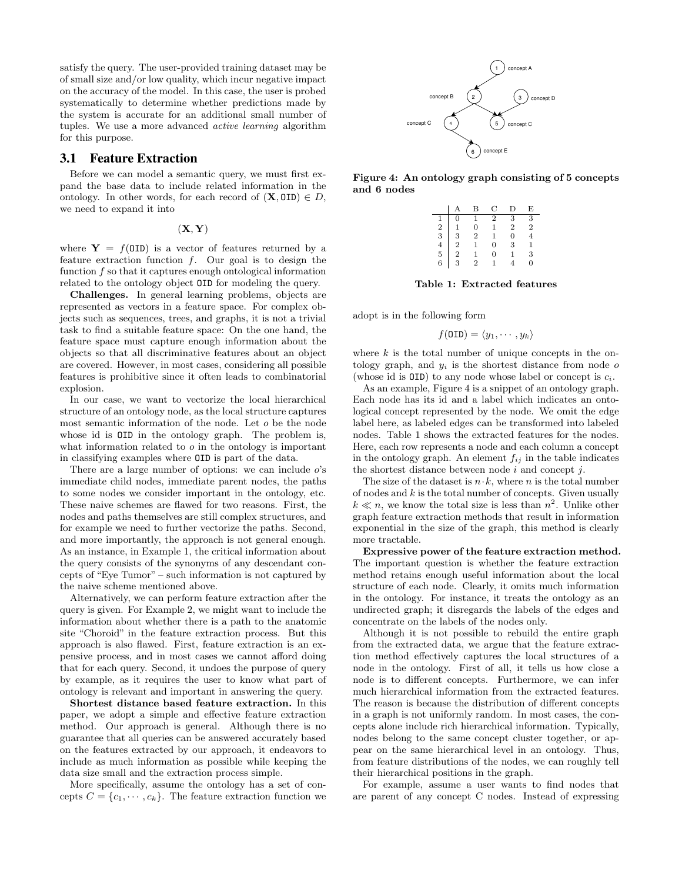satisfy the query. The user-provided training dataset may be of small size and/or low quality, which incur negative impact on the accuracy of the model. In this case, the user is probed systematically to determine whether predictions made by the system is accurate for an additional small number of tuples. We use a more advanced *active learning* algorithm for this purpose.

## 3.1 Feature Extraction

Before we can model a semantic query, we must first expand the base data to include related information in the ontology. In other words, for each record of $(\mathbf{X}, \texttt{OID}) \in D$, we need to expand it into

$$(\mathbf{X}, \mathbf{Y})$$

where $\mathbf{Y} = f(\texttt{OID})$ is a vector of features returned by a feature extraction function $f$. Our goal is to design the function $f$ so that it captures enough ontological information related to the ontology object OID for modeling the query.

**Challenges.** In general learning problems, objects are represented as vectors in a feature space. For complex objects such as sequences, trees, and graphs, it is not a trivial task to find a suitable feature space: On the one hand, the feature space must capture enough information about the objects so that all discriminative features about an object are covered. However, in most cases, considering all possible features is prohibitive since it often leads to combinatorial explosion.

In our case, we want to vectorize the local hierarchical structure of an ontology node, as the local structure captures most semantic information of the node. Let $o$ be the node whose id is OID in the ontology graph. The problem is, what information related to $o$ in the ontology is important in classifying examples where OID is part of the data.

There are a large number of options: we can include $o$'s immediate child nodes, immediate parent nodes, the paths to some nodes we consider important in the ontology, etc. These naive schemes are flawed for two reasons. First, the nodes and paths themselves are still complex structures, and for example we need to further vectorize the paths. Second, and more importantly, the approach is not general enough. As an instance, in Example 1, the critical information about the query consists of the synonyms of any descendant concepts of "Eye Tumor" – such information is not captured by the naive scheme mentioned above.

Alternatively, we can perform feature extraction after the query is given. For Example 2, we might want to include the information about whether there is a path to the anatomic site "Choroid" in the feature extraction process. But this approach is also flawed. First, feature extraction is an expensive process, and in most cases we cannot afford doing that for each query. Second, it undoes the purpose of query by example, as it requires the user to know what part of ontology is relevant and important in answering the query.

**Shortest distance based feature extraction.** In this paper, we adopt a simple and effective feature extraction method. Our approach is general. Although there is no guarantee that all queries can be answered accurately based on the features extracted by our approach, it endeavors to include as much information as possible while keeping the data size small and the extraction process simple.

More specifically, assume the ontology has a set of concepts $C = \{c_1, \cdots, c_k\}$. The feature extraction function we adopt is in the following form

$$f(\texttt{OID}) = \langle y_1, \cdots, y_k \rangle$$

where $k$ is the total number of unique concepts in the ontology graph, and $y_i$ is the shortest distance from node $o$ (whose id is OID) to any node whose label or concept is $c_i$.

As an example, Figure 4 is a snippet of an ontology graph. Each node has its id and a label which indicates an ontological concept represented by the node. We omit the edge label here, as labeled edges can be transformed into labeled nodes. Table 1 shows the extracted features for the nodes. Here, each row represents a node and each column a concept in the ontology graph. An element $f_{ij}$ in the table indicates the shortest distance between node $i$ and concept $j$.

1 concept A
concept B 2
3 concept D
concept C 4
5 concept C
6 concept E

**Figure 4: An ontology graph consisting of 5 concepts and 6 nodes**

| | A | B | C | D | E |
|---|---|---|---|---|---|
| 1 | 0 | 1 | 2 | 3 | 3 |
| 2 | 1 | 0 | 1 | 2 | 2 |
| 3 | 3 | 2 | 1 | 0 | 4 |
| 4 | 2 | 1 | 0 | 3 | 1 |
| 5 | 2 | 1 | 0 | 1 | 3 |
| 6 | 3 | 2 | 1 | 4 | 0 |

**Table 1: Extracted features**

The size of the dataset is $n \cdot k$, where $n$ is the total number of nodes and $k$ is the total number of concepts. Given usually $k \ll n$, we know the total size is less than $n^2$. Unlike other graph feature extraction methods that result in information exponential in the size of the graph, this method is clearly more tractable.

**Expressive power of the feature extraction method.** The important question is whether the feature extraction method retains enough useful information about the local structure of each node. Clearly, it omits much information in the ontology. For instance, it treats the ontology as an undirected graph; it disregards the labels of the edges and concentrate on the labels of the nodes only.

Although it is not possible to rebuild the entire graph from the extracted data, we argue that the feature extraction method effectively captures the local structures of a node in the ontology. First of all, it tells us how close a node is to different concepts. Furthermore, we can infer much hierarchical information from the extracted features. The reason is because the distribution of different concepts in a graph is not uniformly random. In most cases, the concepts alone include rich hierarchical information. Typically, nodes belong to the same concept cluster together, or appear on the same hierarchical level in an ontology. Thus, from feature distributions of the nodes, we can roughly tell their hierarchical positions in the graph.

For example, assume a user wants to find nodes that are parent of any concept C nodes. Instead of expressing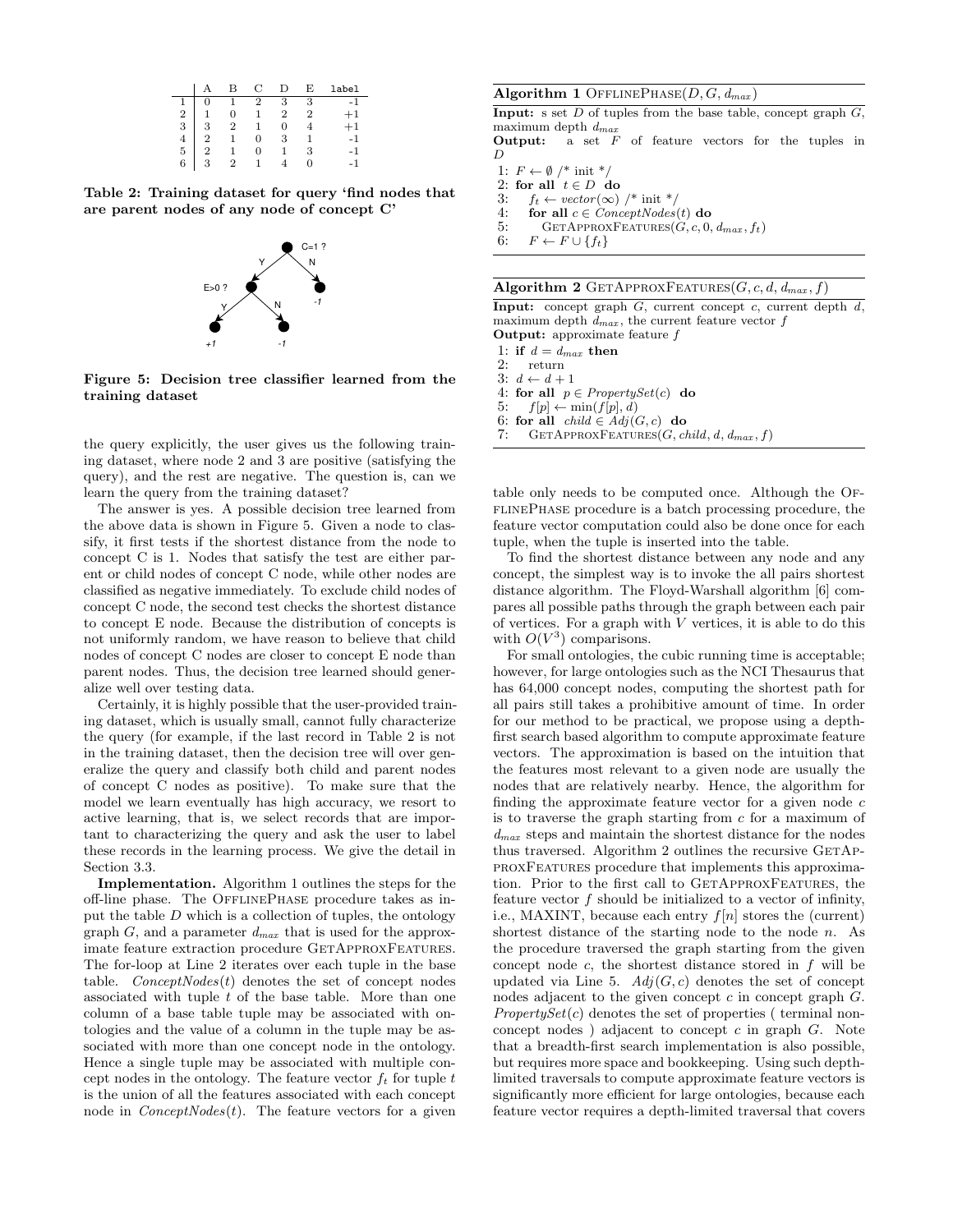|  | A | B | C | D | E | label |
|---|---|---|---|---|---|---|
| 1 | 0 | 1 | 2 | 3 | 3 | -1 |
| 2 | 1 | 0 | 1 | 2 | 2 | +1 |
| 3 | 3 | 2 | 1 | 0 | 4 | +1 |
| 4 | 2 | 1 | 0 | 3 | 1 | -1 |
| 5 | 2 | 1 | 0 | 1 | 3 | -1 |
| 6 | 3 | 2 | 1 | 4 | 0 | -1 |

**Table 2: Training dataset for query 'find nodes that are parent nodes of any node of concept C'**

**Figure 5: Decision tree classifier learned from the training dataset**

the query explicitly, the user gives us the following training dataset, where node 2 and 3 are positive (satisfying the query), and the rest are negative. The question is, can we learn the query from the training dataset?

The answer is yes. A possible decision tree learned from the above data is shown in Figure 5. Given a node to classify, it first tests if the shortest distance from the node to concept C is 1. Nodes that satisfy the test are either parent or child nodes of concept C node, while other nodes are classified as negative immediately. To exclude child nodes of concept C node, the second test checks the shortest distance to concept E node. Because the distribution of concepts is not uniformly random, we have reason to believe that child nodes of concept C nodes are closer to concept E node than parent nodes. Thus, the decision tree learned should generalize well over testing data.

Certainly, it is highly possible that the user-provided training dataset, which is usually small, cannot fully characterize the query (for example, if the last record in Table 2 is not in the training dataset, then the decision tree will over generalize the query and classify both child and parent nodes of concept C nodes as positive). To make sure that the model we learn eventually has high accuracy, we resort to active learning, that is, we select records that are important to characterizing the query and ask the user to label these records in the learning process. We give the detail in Section 3.3.

**Implementation.** Algorithm 1 outlines the steps for the off-line phase. The OfflinePhase procedure takes as input the table $D$ which is a collection of tuples, the ontology graph $G$, and a parameter $d_{max}$ that is used for the approximate feature extraction procedure GetApproxFeatures. The for-loop at Line 2 iterates over each tuple in the base table. *ConceptNodes*($t$) denotes the set of concept nodes associated with tuple $t$ of the base table. More than one column of a base table tuple may be associated with ontologies and the value of a column in the tuple may be associated with more than one concept node in the ontology. Hence a single tuple may be associated with multiple concept nodes in the ontology. The feature vector $f_t$ for tuple $t$ is the union of all the features associated with each concept node in *ConceptNodes*($t$). The feature vectors for a given

**Algorithm 1** OfflinePhase($D, G, d_{max}$)

**Input:** s set $D$ of tuples from the base table, concept graph $G$, maximum depth $d_{max}$
**Output:** a set $F$ of feature vectors for the tuples in $D$

```
1: F ← ∅ /* init */
2: for all t ∈ D do
3:    f_t ← vector(∞) /* init */
4:    for all c ∈ ConceptNodes(t) do
5:       GetApproxFeatures(G, c, 0, d_max, f_t)
6:    F ← F ∪ {f_t}
```

**Algorithm 2** GetApproxFeatures($G, c, d, d_{max}, f$)

**Input:** concept graph $G$, current concept $c$, current depth $d$, maximum depth $d_{max}$, the current feature vector $f$
**Output:** approximate feature $f$

```
1: if d = d_max then
2:    return
3: d ← d + 1
4: for all p ∈ PropertySet(c) do
5:    f[p] ← min(f[p], d)
6: for all child ∈ Adj(G, c) do
7:    GetApproxFeatures(G, child, d, d_max, f)
```

table only needs to be computed once. Although the OfflinePhase procedure is a batch processing procedure, the feature vector computation could also be done once for each tuple, when the tuple is inserted into the table.

To find the shortest distance between any node and any concept, the simplest way is to invoke the all pairs shortest distance algorithm. The Floyd-Warshall algorithm [6] compares all possible paths through the graph between each pair of vertices. For a graph with $V$ vertices, it is able to do this with $O(V^3)$ comparisons.

For small ontologies, the cubic running time is acceptable; however, for large ontologies such as the NCI Thesaurus that has 64,000 concept nodes, computing the shortest path for all pairs still takes a prohibitive amount of time. In order for our method to be practical, we propose using a depth-first search based algorithm to compute approximate feature vectors. The approximation is based on the intuition that the features most relevant to a given node are usually the nodes that are relatively nearby. Hence, the algorithm for finding the approximate feature vector for a given node $c$ is to traverse the graph starting from $c$ for a maximum of $d_{max}$ steps and maintain the shortest distance for the nodes thus traversed. Algorithm 2 outlines the recursive GetApproxFeatures procedure that implements this approximation. Prior to the first call to GetApproxFeatures, the feature vector $f$ should be initialized to a vector of infinity, i.e., MAXINT, because each entry $f[n]$ stores the (current) shortest distance of the starting node to the node $n$. As the procedure traversed the graph starting from the given concept node $c$, the shortest distance stored in $f$ will be updated via Line 5. $Adj(G, c)$ denotes the set of concept nodes adjacent to the given concept $c$ in concept graph $G$. *PropertySet*($c$) denotes the set of properties ( terminal non-concept nodes ) adjacent to concept $c$ in graph $G$. Note that a breadth-first search implementation is also possible, but requires more space and bookkeeping. Using such depth-limited traversals to compute approximate feature vectors is significantly more efficient for large ontologies, because each feature vector requires a depth-limited traversal that covers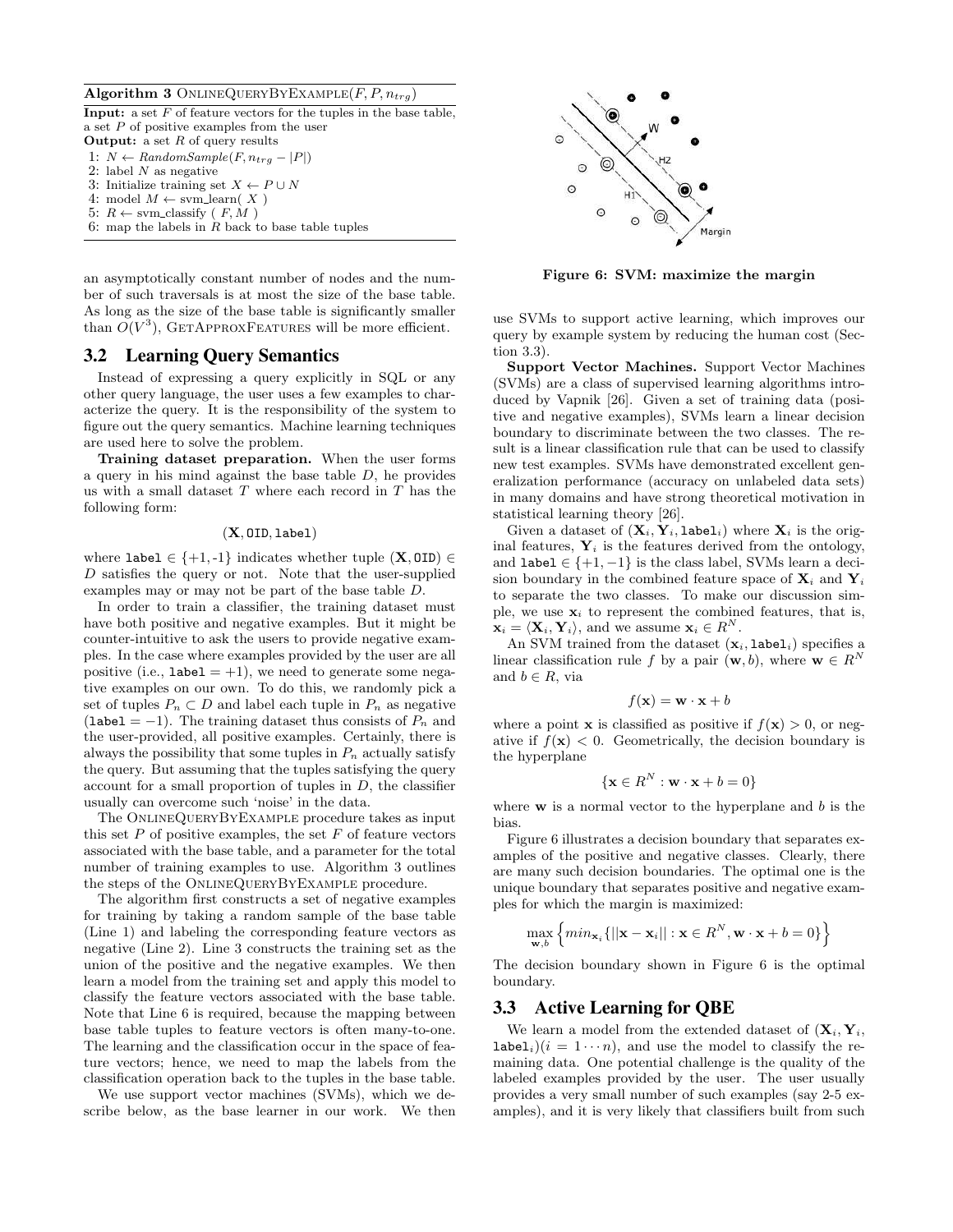**Algorithm 3** ONLINEQUERYBYEXAMPLE($F, P, n_{trg}$)

**Input:** a set $F$ of feature vectors for the tuples in the base table, a set $P$ of positive examples from the user
**Output:** a set $R$ of query results

1: $N \leftarrow RandomSample(F, n_{trg} - |P|)$
2: label $N$ as negative
3: Initialize training set $X \leftarrow P \cup N$
4: model $M \leftarrow$ svm_learn( $X$ )
5: $R \leftarrow$ svm_classify ( $F, M$ )
6: map the labels in $R$ back to base table tuples

an asymptotically constant number of nodes and the number of such traversals is at most the size of the base table. As long as the size of the base table is significantly smaller than $O(V^3)$, GETAPPROXFEATURES will be more efficient.

## 3.2 Learning Query Semantics

Instead of expressing a query explicitly in SQL or any other query language, the user uses a few examples to characterize the query. It is the responsibility of the system to figure out the query semantics. Machine learning techniques are used here to solve the problem.

**Training dataset preparation.** When the user forms a query in his mind against the base table $D$, he provides us with a small dataset $T$ where each record in $T$ has the following form:

$$(\mathbf{X}, \texttt{OID}, \texttt{label})$$

where $\texttt{label} \in \{+1,-1\}$ indicates whether tuple $(\mathbf{X}, \texttt{OID}) \in D$ satisfies the query or not. Note that the user-supplied examples may or may not be part of the base table $D$.

In order to train a classifier, the training dataset must have both positive and negative examples. But it might be counter-intuitive to ask the users to provide negative examples. In the case where examples provided by the user are all positive (i.e., $\texttt{label} = +1$), we need to generate some negative examples on our own. To do this, we randomly pick a set of tuples $P_n \subset D$ and label each tuple in $P_n$ as negative ($\texttt{label} = -1$). The training dataset thus consists of $P_n$ and the user-provided, all positive examples. Certainly, there is always the possibility that some tuples in $P_n$ actually satisfy the query. But assuming that the tuples satisfying the query account for a small proportion of tuples in $D$, the classifier usually can overcome such 'noise' in the data.

The ONLINEQUERYBYEXAMPLE procedure takes as input this set $P$ of positive examples, the set $F$ of feature vectors associated with the base table, and a parameter for the total number of training examples to use. Algorithm 3 outlines the steps of the ONLINEQUERYBYEXAMPLE procedure.

The algorithm first constructs a set of negative examples for training by taking a random sample of the base table (Line 1) and labeling the corresponding feature vectors as negative (Line 2). Line 3 constructs the training set as the union of the positive and the negative examples. We then learn a model from the training set and apply this model to classify the feature vectors associated with the base table. Note that Line 6 is required, because the mapping between base table tuples to feature vectors is often many-to-one. The learning and the classification occur in the space of feature vectors; hence, we need to map the labels from the classification operation back to the tuples in the base table.

We use support vector machines (SVMs), which we describe below, as the base learner in our work. We then use SVMs to support active learning, which improves our query by example system by reducing the human cost (Section 3.3).

Figure 6: SVM: maximize the margin

**Support Vector Machines.** Support Vector Machines (SVMs) are a class of supervised learning algorithms introduced by Vapnik [26]. Given a set of training data (positive and negative examples), SVMs learn a linear decision boundary to discriminate between the two classes. The result is a linear classification rule that can be used to classify new test examples. SVMs have demonstrated excellent generalization performance (accuracy on unlabeled data sets) in many domains and have strong theoretical motivation in statistical learning theory [26].

Given a dataset of $(\mathbf{X}_i, \mathbf{Y}_i, \texttt{label}_i)$ where $\mathbf{X}_i$ is the original features, $\mathbf{Y}_i$ is the features derived from the ontology, and $\texttt{label} \in \{+1, -1\}$ is the class label, SVMs learn a decision boundary in the combined feature space of $\mathbf{X}_i$ and $\mathbf{Y}_i$ to separate the two classes. To make our discussion simple, we use $\mathbf{x}_i$ to represent the combined features, that is, $\mathbf{x}_i = \langle \mathbf{X}_i, \mathbf{Y}_i \rangle$, and we assume $\mathbf{x}_i \in R^N$.

An SVM trained from the dataset $(\mathbf{x}_i, \texttt{label}_i)$ specifies a linear classification rule $f$ by a pair $(\mathbf{w}, b)$, where $\mathbf{w} \in R^N$ and $b \in R$, via

$$f(\mathbf{x}) = \mathbf{w} \cdot \mathbf{x} + b$$

where a point $\mathbf{x}$ is classified as positive if $f(\mathbf{x}) > 0$, or negative if $f(\mathbf{x}) < 0$. Geometrically, the decision boundary is the hyperplane

$$\{\mathbf{x} \in R^N : \mathbf{w} \cdot \mathbf{x} + b = 0\}$$

where $\mathbf{w}$ is a normal vector to the hyperplane and $b$ is the bias.

Figure 6 illustrates a decision boundary that separates examples of the positive and negative classes. Clearly, there are many such decision boundaries. The optimal one is the unique boundary that separates positive and negative examples for which the margin is maximized:

$$\max_{\mathbf{w},b} \left\{ min_{\mathbf{x}_i} \{ ||\mathbf{x} - \mathbf{x}_i|| : \mathbf{x} \in R^N, \mathbf{w} \cdot \mathbf{x} + b = 0 \} \right\}$$

The decision boundary shown in Figure 6 is the optimal boundary.

## 3.3 Active Learning for QBE

We learn a model from the extended dataset of $(\mathbf{X}_i, \mathbf{Y}_i, \texttt{label}_i)(i = 1 \cdots n)$, and use the model to classify the remaining data. One potential challenge is the quality of the labeled examples provided by the user. The user usually provides a very small number of such examples (say 2-5 examples), and it is very likely that classifiers built from such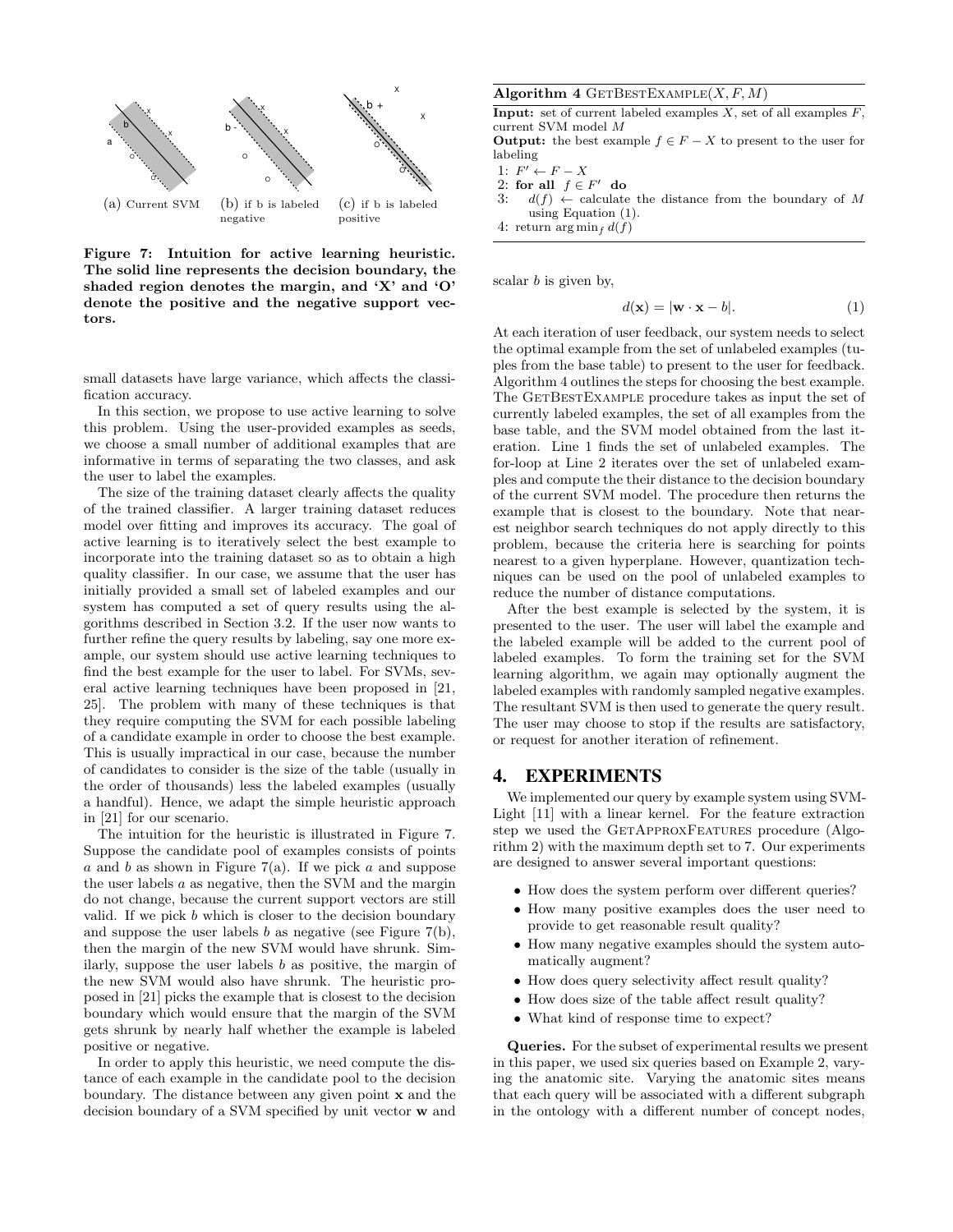(a) Current SVM (b) if b is labeled negative (c) if b is labeled positive

**Figure 7: Intuition for active learning heuristic. The solid line represents the decision boundary, the shaded region denotes the margin, and 'X' and 'O' denote the positive and the negative support vectors.**

small datasets have large variance, which affects the classification accuracy.

In this section, we propose to use active learning to solve this problem. Using the user-provided examples as seeds, we choose a small number of additional examples that are informative in terms of separating the two classes, and ask the user to label the examples.

The size of the training dataset clearly affects the quality of the trained classifier. A larger training dataset reduces model over fitting and improves its accuracy. The goal of active learning is to iteratively select the best example to incorporate into the training dataset so as to obtain a high quality classifier. In our case, we assume that the user has initially provided a small set of labeled examples and our system has computed a set of query results using the algorithms described in Section 3.2. If the user now wants to further refine the query results by labeling, say one more example, our system should use active learning techniques to find the best example for the user to label. For SVMs, several active learning techniques have been proposed in [21, 25]. The problem with many of these techniques is that they require computing the SVM for each possible labeling of a candidate example in order to choose the best example. This is usually impractical in our case, because the number of candidates to consider is the size of the table (usually in the order of thousands) less the labeled examples (usually a handful). Hence, we adapt the simple heuristic approach in [21] for our scenario.

The intuition for the heuristic is illustrated in Figure 7. Suppose the candidate pool of examples consists of points $a$ and $b$ as shown in Figure 7(a). If we pick $a$ and suppose the user labels $a$ as negative, then the SVM and the margin do not change, because the current support vectors are still valid. If we pick $b$ which is closer to the decision boundary and suppose the user labels $b$ as negative (see Figure 7(b), then the margin of the new SVM would have shrunk. Similarly, suppose the user labels $b$ as positive, the margin of the new SVM would also have shrunk. The heuristic proposed in [21] picks the example that is closest to the decision boundary which would ensure that the margin of the SVM gets shrunk by nearly half whether the example is labeled positive or negative.

In order to apply this heuristic, we need compute the distance of each example in the candidate pool to the decision boundary. The distance between any given point $\mathbf{x}$ and the decision boundary of a SVM specified by unit vector $\mathbf{w}$ and scalar $b$ is given by,

$$d(\mathbf{x}) = |\mathbf{w} \cdot \mathbf{x} - b|. \quad (1)$$

**Algorithm 4** GetBestExample($X, F, M$)

**Input:** set of current labeled examples $X$, set of all examples $F$, current SVM model $M$
**Output:** the best example $f \in F - X$ to present to the user for labeling

1: $F' \leftarrow F - X$
2: **for all** $f \in F'$ **do**
3: $\quad d(f) \leftarrow$ calculate the distance from the boundary of $M$ using Equation (1).
4: return $\arg\min_f d(f)$

At each iteration of user feedback, our system needs to select the optimal example from the set of unlabeled examples (tuples from the base table) to present to the user for feedback. Algorithm 4 outlines the steps for choosing the best example. The GetBestExample procedure takes as input the set of currently labeled examples, the set of all examples from the base table, and the SVM model obtained from the last iteration. Line 1 finds the set of unlabeled examples. The for-loop at Line 2 iterates over the set of unlabeled examples and compute the their distance to the decision boundary of the current SVM model. The procedure then returns the example that is closest to the boundary. Note that nearest neighbor search techniques do not apply directly to this problem, because the criteria here is searching for points nearest to a given hyperplane. However, quantization techniques can be used on the pool of unlabeled examples to reduce the number of distance computations.

After the best example is selected by the system, it is presented to the user. The user will label the example and the labeled example will be added to the current pool of labeled examples. To form the training set for the SVM learning algorithm, we again may optionally augment the labeled examples with randomly sampled negative examples. The resultant SVM is then used to generate the query result. The user may choose to stop if the results are satisfactory, or request for another iteration of refinement.

## 4. EXPERIMENTS

We implemented our query by example system using SVM-Light [11] with a linear kernel. For the feature extraction step we used the GetApproxFeatures procedure (Algorithm 2) with the maximum depth set to 7. Our experiments are designed to answer several important questions:

- How does the system perform over different queries?
- How many positive examples does the user need to provide to get reasonable result quality?
- How many negative examples should the system automatically augment?
- How does query selectivity affect result quality?
- How does size of the table affect result quality?
- What kind of response time to expect?

**Queries.** For the subset of experimental results we present in this paper, we used six queries based on Example 2, varying the anatomic site. Varying the anatomic sites means that each query will be associated with a different subgraph in the ontology with a different number of concept nodes,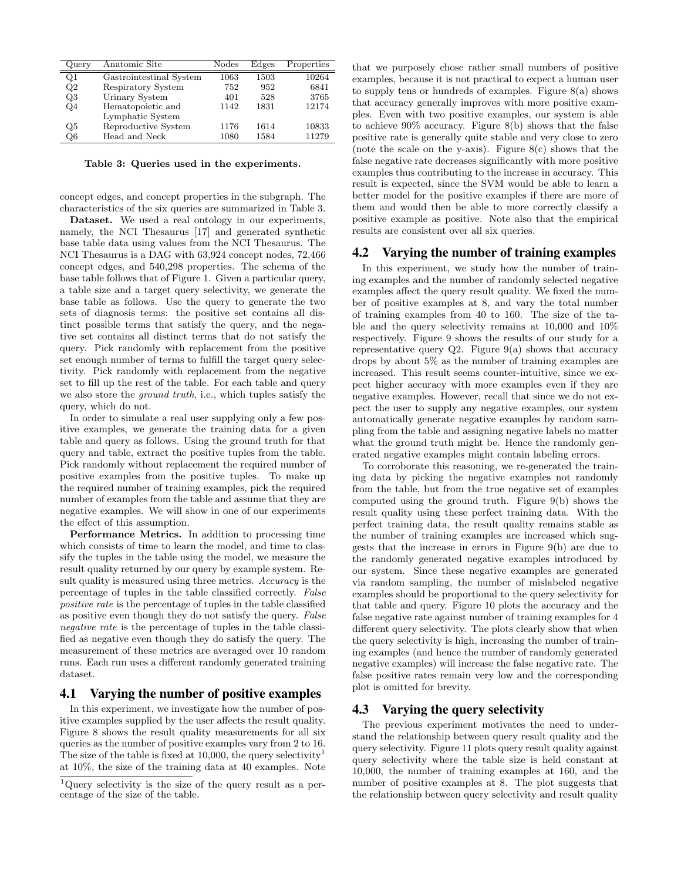| Query | Anatomic Site | Nodes | Edges | Properties |
|---|---|---|---|---|
| Q1 | Gastrointestinal System | 1063 | 1503 | 10264 |
| Q2 | Respiratory System | 752 | 952 | 6841 |
| Q3 | Urinary System | 401 | 528 | 3765 |
| Q4 | Hematopoietic and Lymphatic System | 1142 | 1831 | 12174 |
| Q5 | Reproductive System | 1176 | 1614 | 10833 |
| Q6 | Head and Neck | 1080 | 1584 | 11279 |

**Table 3: Queries used in the experiments.**

concept edges, and concept properties in the subgraph. The characteristics of the six queries are summarized in Table 3.

**Dataset.** We used a real ontology in our experiments, namely, the NCI Thesaurus [17] and generated synthetic base table data using values from the NCI Thesaurus. The NCI Thesaurus is a DAG with 63,924 concept nodes, 72,466 concept edges, and 540,298 properties. The schema of the base table follows that of Figure 1. Given a particular query, a table size and a target query selectivity, we generate the base table as follows. Use the query to generate the two sets of diagnosis terms: the positive set contains all distinct possible terms that satisfy the query, and the negative set contains all distinct terms that do not satisfy the query. Pick randomly with replacement from the positive set enough number of terms to fulfill the target query selectivity. Pick randomly with replacement from the negative set to fill up the rest of the table. For each table and query we also store the *ground truth*, i.e., which tuples satisfy the query, which do not.

In order to simulate a real user supplying only a few positive examples, we generate the training data for a given table and query as follows. Using the ground truth for that query and table, extract the positive tuples from the table. Pick randomly without replacement the required number of positive examples from the positive tuples. To make up the required number of training examples, pick the required number of examples from the table and assume that they are negative examples. We will show in one of our experiments the effect of this assumption.

**Performance Metrics.** In addition to processing time which consists of time to learn the model, and time to classify the tuples in the table using the model, we measure the result quality returned by our query by example system. Result quality is measured using three metrics. *Accuracy* is the percentage of tuples in the table classified correctly. *False positive rate* is the percentage of tuples in the table classified as positive even though they do not satisfy the query. *False negative rate* is the percentage of tuples in the table classified as negative even though they do satisfy the query. The measurement of these metrics are averaged over 10 random runs. Each run uses a different randomly generated training dataset.

## 4.1 Varying the number of positive examples

In this experiment, we investigate how the number of positive examples supplied by the user affects the result quality. Figure 8 shows the result quality measurements for all six queries as the number of positive examples vary from 2 to 16. The size of the table is fixed at 10,000, the query selectivity[1] at 10%, the size of the training data at 40 examples. Note that we purposely chose rather small numbers of positive examples, because it is not practical to expect a human user to supply tens or hundreds of examples. Figure 8(a) shows that accuracy generally improves with more positive examples. Even with two positive examples, our system is able to achieve 90% accuracy. Figure 8(b) shows that the false positive rate is generally quite stable and very close to zero (note the scale on the y-axis). Figure 8(c) shows that the false negative rate decreases significantly with more positive examples thus contributing to the increase in accuracy. This result is expected, since the SVM would be able to learn a better model for the positive examples if there are more of them and would then be able to more correctly classify a positive example as positive. Note also that the empirical results are consistent over all six queries.

[1]Query selectivity is the size of the query result as a percentage of the size of the table.

## 4.2 Varying the number of training examples

In this experiment, we study how the number of training examples and the number of randomly selected negative examples affect the query result quality. We fixed the number of positive examples at 8, and vary the total number of training examples from 40 to 160. The size of the table and the query selectivity remains at 10,000 and 10% respectively. Figure 9 shows the results of our study for a representative query Q2. Figure 9(a) shows that accuracy drops by about 5% as the number of training examples are increased. This result seems counter-intuitive, since we expect higher accuracy with more examples even if they are negative examples. However, recall that since we do not expect the user to supply any negative examples, our system automatically generate negative examples by random sampling from the table and assigning negative labels no matter what the ground truth might be. Hence the randomly generated negative examples might contain labeling errors.

To corroborate this reasoning, we re-generated the training data by picking the negative examples not randomly from the table, but from the true negative set of examples computed using the ground truth. Figure 9(b) shows the result quality using these perfect training data. With the perfect training data, the result quality remains stable as the number of training examples are increased which suggests that the increase in errors in Figure 9(b) are due to the randomly generated negative examples introduced by our system. Since these negative examples are generated via random sampling, the number of mislabeled negative examples should be proportional to the query selectivity for that table and query. Figure 10 plots the accuracy and the false negative rate against number of training examples for 4 different query selectivity. The plots clearly show that when the query selectivity is high, increasing the number of training examples (and hence the number of randomly generated negative examples) will increase the false negative rate. The false positive rates remain very low and the corresponding plot is omitted for brevity.

## 4.3 Varying the query selectivity

The previous experiment motivates the need to understand the relationship between query result quality and the query selectivity. Figure 11 plots query result quality against query selectivity where the table size is held constant at 10,000, the number of training examples at 160, and the number of positive examples at 8. The plot suggests that the relationship between query selectivity and result quality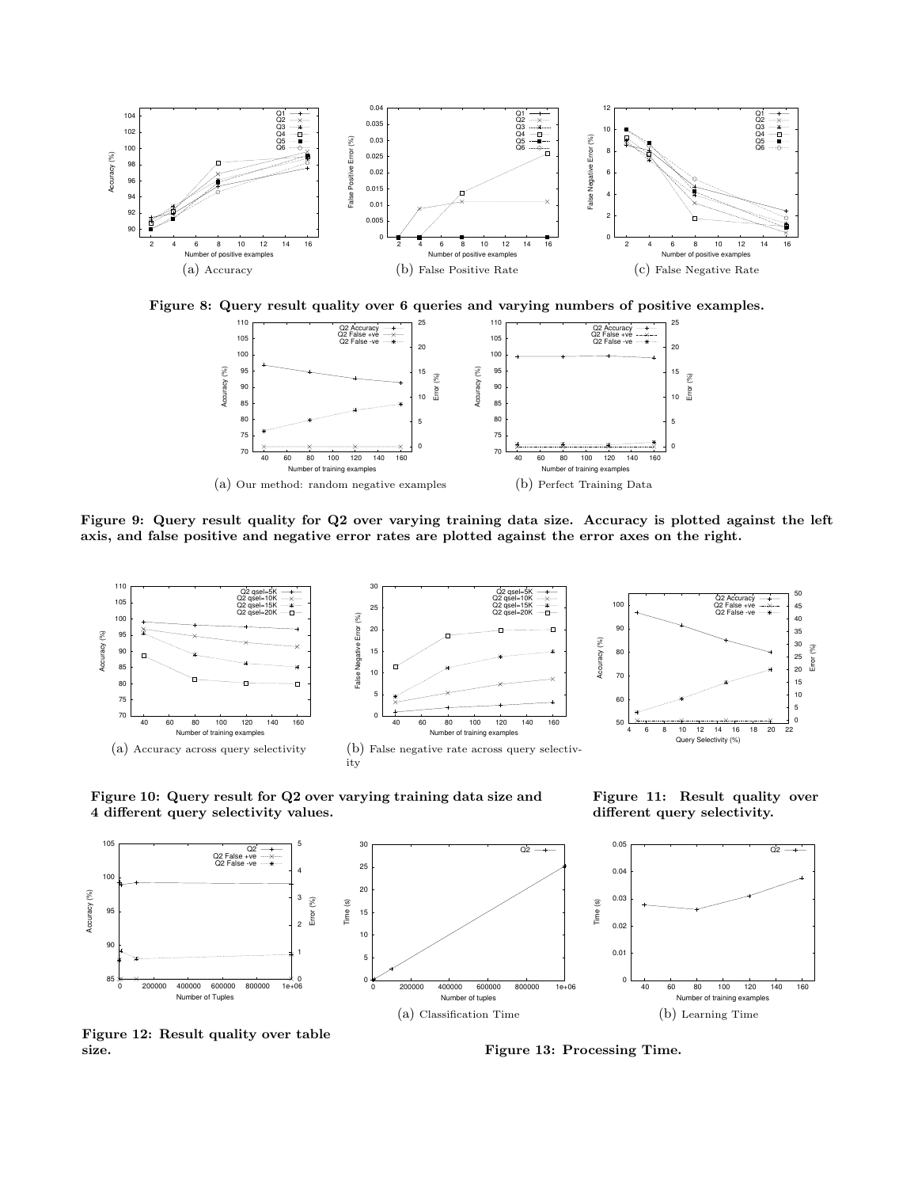(a) Accuracy

(b) False Positive Rate

(c) False Negative Rate

**Figure 8: Query result quality over 6 queries and varying numbers of positive examples.**

(a) Our method: random negative examples

(b) Perfect Training Data

**Figure 9: Query result quality for Q2 over varying training data size. Accuracy is plotted against the left axis, and false positive and negative error rates are plotted against the error axes on the right.**

(a) Accuracy across query selectivity

(b) False negative rate across query selectivity

**Figure 10: Query result for Q2 over varying training data size and 4 different query selectivity values.**

**Figure 11: Result quality over different query selectivity.**

**Figure 12: Result quality over table size.**

(a) Classification Time

(b) Learning Time

**Figure 13: Processing Time.**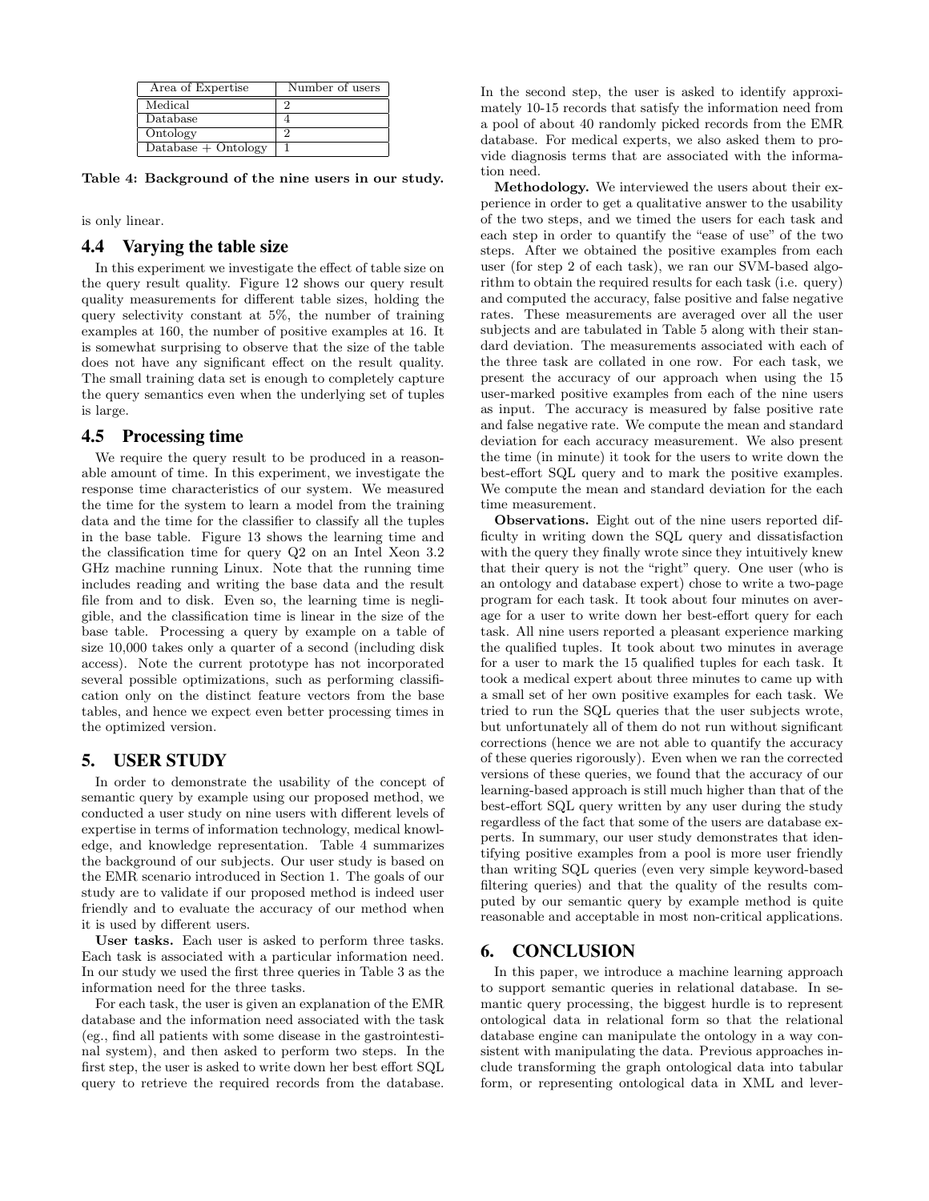| Area of Expertise | Number of users |
|---|---|
| Medical | 2 |
| Database | 4 |
| Ontology | 2 |
| Database + Ontology | 1 |

**Table 4: Background of the nine users in our study.**

is only linear.

## 4.4 Varying the table size

In this experiment we investigate the effect of table size on the query result quality. Figure 12 shows our query result quality measurements for different table sizes, holding the query selectivity constant at 5%, the number of training examples at 160, the number of positive examples at 16. It is somewhat surprising to observe that the size of the table does not have any significant effect on the result quality. The small training data set is enough to completely capture the query semantics even when the underlying set of tuples is large.

## 4.5 Processing time

We require the query result to be produced in a reasonable amount of time. In this experiment, we investigate the response time characteristics of our system. We measured the time for the system to learn a model from the training data and the time for the classifier to classify all the tuples in the base table. Figure 13 shows the learning time and the classification time for query Q2 on an Intel Xeon 3.2 GHz machine running Linux. Note that the running time includes reading and writing the base data and the result file from and to disk. Even so, the learning time is negligible, and the classification time is linear in the size of the base table. Processing a query by example on a table of size 10,000 takes only a quarter of a second (including disk access). Note the current prototype has not incorporated several possible optimizations, such as performing classification only on the distinct feature vectors from the base tables, and hence we expect even better processing times in the optimized version.

# 5. USER STUDY

In order to demonstrate the usability of the concept of semantic query by example using our proposed method, we conducted a user study on nine users with different levels of expertise in terms of information technology, medical knowledge, and knowledge representation. Table 4 summarizes the background of our subjects. Our user study is based on the EMR scenario introduced in Section 1. The goals of our study are to validate if our proposed method is indeed user friendly and to evaluate the accuracy of our method when it is used by different users.

**User tasks.** Each user is asked to perform three tasks. Each task is associated with a particular information need. In our study we used the first three queries in Table 3 as the information need for the three tasks.

For each task, the user is given an explanation of the EMR database and the information need associated with the task (eg., find all patients with some disease in the gastrointestinal system), and then asked to perform two steps. In the first step, the user is asked to write down her best effort SQL query to retrieve the required records from the database. In the second step, the user is asked to identify approximately 10-15 records that satisfy the information need from a pool of about 40 randomly picked records from the EMR database. For medical experts, we also asked them to provide diagnosis terms that are associated with the information need.

**Methodology.** We interviewed the users about their experience in order to get a qualitative answer to the usability of the two steps, and we timed the users for each task and each step in order to quantify the "ease of use" of the two steps. After we obtained the positive examples from each user (for step 2 of each task), we ran our SVM-based algorithm to obtain the required results for each task (i.e. query) and computed the accuracy, false positive and false negative rates. These measurements are averaged over all the user subjects and are tabulated in Table 5 along with their standard deviation. The measurements associated with each of the three task are collated in one row. For each task, we present the accuracy of our approach when using the 15 user-marked positive examples from each of the nine users as input. The accuracy is measured by false positive rate and false negative rate. We compute the mean and standard deviation for each accuracy measurement. We also present the time (in minute) it took for the users to write down the best-effort SQL query and to mark the positive examples. We compute the mean and standard deviation for the each time measurement.

**Observations.** Eight out of the nine users reported difficulty in writing down the SQL query and dissatisfaction with the query they finally wrote since they intuitively knew that their query is not the "right" query. One user (who is an ontology and database expert) chose to write a two-page program for each task. It took about four minutes on average for a user to write down her best-effort query for each task. All nine users reported a pleasant experience marking the qualified tuples. It took about two minutes in average for a user to mark the 15 qualified tuples for each task. It took a medical expert about three minutes to came up with a small set of her own positive examples for each task. We tried to run the SQL queries that the user subjects wrote, but unfortunately all of them do not run without significant corrections (hence we are not able to quantify the accuracy of these queries rigorously). Even when we ran the corrected versions of these queries, we found that the accuracy of our learning-based approach is still much higher than that of the best-effort SQL query written by any user during the study regardless of the fact that some of the users are database experts. In summary, our user study demonstrates that identifying positive examples from a pool is more user friendly than writing SQL queries (even very simple keyword-based filtering queries) and that the quality of the results computed by our semantic query by example method is quite reasonable and acceptable in most non-critical applications.

# 6. CONCLUSION

In this paper, we introduce a machine learning approach to support semantic queries in relational database. In semantic query processing, the biggest hurdle is to represent ontological data in relational form so that the relational database engine can manipulate the ontology in a way consistent with manipulating the data. Previous approaches include transforming the graph ontological data into tabular form, or representing ontological data in XML and lever-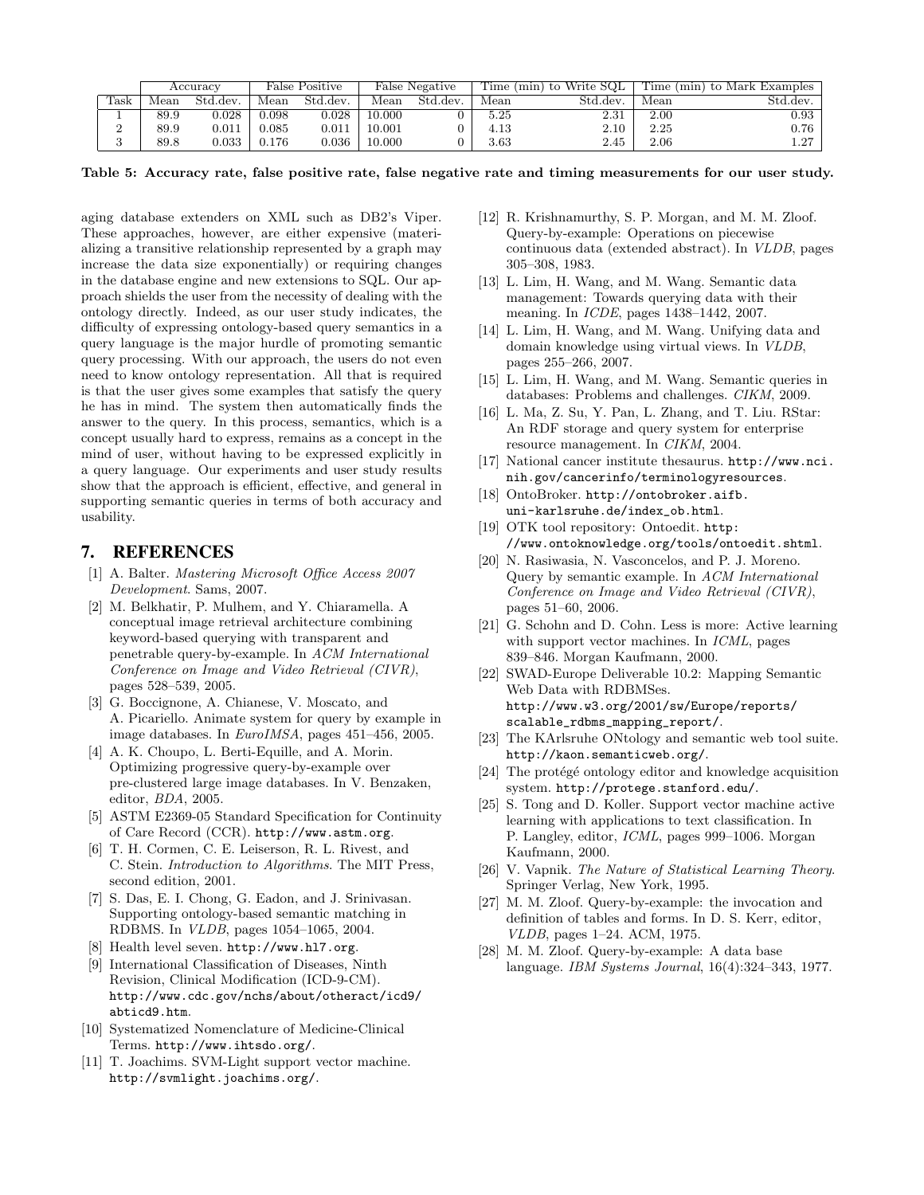| | Accuracy | | False Positive | | False Negative | | Time (min) to Write SQL | | Time (min) to Mark Examples | |
|---|---|---|---|---|---|---|---|---|---|---|
| Task | Mean | Std.dev. | Mean | Std.dev. | Mean | Std.dev. | Mean | Std.dev. | Mean | Std.dev. |
| 1 | 89.9 | 0.028 | 0.098 | 0.028 | 10.000 | 0 | 5.25 | 2.31 | 2.00 | 0.93 |
| 2 | 89.9 | 0.011 | 0.085 | 0.011 | 10.001 | 0 | 4.13 | 2.10 | 2.25 | 0.76 |
| 3 | 89.8 | 0.033 | 0.176 | 0.036 | 10.000 | 0 | 3.63 | 2.45 | 2.06 | 1.27 |

**Table 5: Accuracy rate, false positive rate, false negative rate and timing measurements for our user study.**

aging database extenders on XML such as DB2's Viper. These approaches, however, are either expensive (materializing a transitive relationship represented by a graph may increase the data size exponentially) or requiring changes in the database engine and new extensions to SQL. Our approach shields the user from the necessity of dealing with the ontology directly. Indeed, as our user study indicates, the difficulty of expressing ontology-based query semantics in a query language is the major hurdle of promoting semantic query processing. With our approach, the users do not even need to know ontology representation. All that is required is that the user gives some examples that satisfy the query he has in mind. The system then automatically finds the answer to the query. In this process, semantics, which is a concept usually hard to express, remains as a concept in the mind of user, without having to be expressed explicitly in a query language. Our experiments and user study results show that the approach is efficient, effective, and general in supporting semantic queries in terms of both accuracy and usability.

## 7. REFERENCES

[1] A. Balter. *Mastering Microsoft Office Access 2007 Development*. Sams, 2007.

[2] M. Belkhatir, P. Mulhem, and Y. Chiaramella. A conceptual image retrieval architecture combining keyword-based querying with transparent and penetrable query-by-example. In *ACM International Conference on Image and Video Retrieval (CIVR)*, pages 528–539, 2005.

[3] G. Boccignone, A. Chianese, V. Moscato, and A. Picariello. Animate system for query by example in image databases. In *EuroIMSA*, pages 451–456, 2005.

[4] A. K. Choupo, L. Berti-Equille, and A. Morin. Optimizing progressive query-by-example over pre-clustered large image databases. In V. Benzaken, editor, *BDA*, 2005.

[5] ASTM E2369-05 Standard Specification for Continuity of Care Record (CCR). http://www.astm.org.

[6] T. H. Cormen, C. E. Leiserson, R. L. Rivest, and C. Stein. *Introduction to Algorithms*. The MIT Press, second edition, 2001.

[7] S. Das, E. I. Chong, G. Eadon, and J. Srinivasan. Supporting ontology-based semantic matching in RDBMS. In *VLDB*, pages 1054–1065, 2004.

[8] Health level seven. http://www.hl7.org.

[9] International Classification of Diseases, Ninth Revision, Clinical Modification (ICD-9-CM). http://www.cdc.gov/nchs/about/otheract/icd9/abticd9.htm.

[10] Systematized Nomenclature of Medicine-Clinical Terms. http://www.ihtsdo.org/.

[11] T. Joachims. SVM-Light support vector machine. http://svmlight.joachims.org/.

[12] R. Krishnamurthy, S. P. Morgan, and M. M. Zloof. Query-by-example: Operations on piecewise continuous data (extended abstract). In *VLDB*, pages 305–308, 1983.

[13] L. Lim, H. Wang, and M. Wang. Semantic data management: Towards querying data with their meaning. In *ICDE*, pages 1438–1442, 2007.

[14] L. Lim, H. Wang, and M. Wang. Unifying data and domain knowledge using virtual views. In *VLDB*, pages 255–266, 2007.

[15] L. Lim, H. Wang, and M. Wang. Semantic queries in databases: Problems and challenges. *CIKM*, 2009.

[16] L. Ma, Z. Su, Y. Pan, L. Zhang, and T. Liu. RStar: An RDF storage and query system for enterprise resource management. In *CIKM*, 2004.

[17] National cancer institute thesaurus. http://www.nci.nih.gov/cancerinfo/terminologyresources.

[18] OntoBroker. http://ontobroker.aifb.uni-karlsruhe.de/index_ob.html.

[19] OTK tool repository: Ontoedit. http://www.ontoknowledge.org/tools/ontoedit.shtml.

[20] N. Rasiwasia, N. Vasconcelos, and P. J. Moreno. Query by semantic example. In *ACM International Conference on Image and Video Retrieval (CIVR)*, pages 51–60, 2006.

[21] G. Schohn and D. Cohn. Less is more: Active learning with support vector machines. In *ICML*, pages 839–846. Morgan Kaufmann, 2000.

[22] SWAD-Europe Deliverable 10.2: Mapping Semantic Web Data with RDBMSes. http://www.w3.org/2001/sw/Europe/reports/scalable_rdbms_mapping_report/.

[23] The KArlsruhe ONtology and semantic web tool suite. http://kaon.semanticweb.org/.

[24] The protégé ontology editor and knowledge acquisition system. http://protege.stanford.edu/.

[25] S. Tong and D. Koller. Support vector machine active learning with applications to text classification. In P. Langley, editor, *ICML*, pages 999–1006. Morgan Kaufmann, 2000.

[26] V. Vapnik. *The Nature of Statistical Learning Theory*. Springer Verlag, New York, 1995.

[27] M. M. Zloof. Query-by-example: the invocation and definition of tables and forms. In D. S. Kerr, editor, *VLDB*, pages 1–24. ACM, 1975.

[28] M. M. Zloof. Query-by-example: A data base language. *IBM Systems Journal*, 16(4):324–343, 1977.